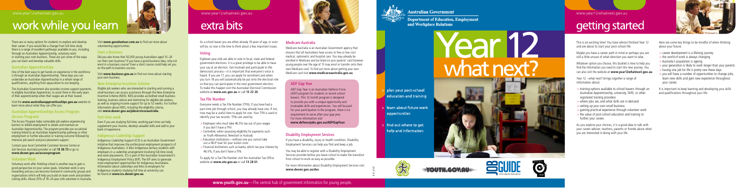# work while you learn

There are so many options for students to explore and develop their career. If you would like a change from full-time study there is a range of excellent pathways available to you, including through an Australian Apprenticeship, voluntary work or starting your own business. These are just some of the ways you can learn and develop valuable skills.

## Australian Apprenticeships

One of the best ways to get hands-on experience in the workforce is through an Australian Apprenticeship. These days you can undertake an Australian Apprenticeship in a whole range of qualifications, anything from aquaculture to zoo keeping.

The Australian Government also provides income support payments to eligible Australian Apprentices, to assist them in the early years of their apprenticeship when their wages are at their lowest.

Visit the **www.australianapprenticeships.gov.au** website to learn more about what they can offer you.

## Australian Apprenticeships Access Program (Access Program)

The Access Program helps vulnerable job seekers experiencing barriers to skilled employment to obtain and maintain an Australian Apprenticeship. The program provides pre-vocational training linked to an Australian Apprenticeship pathway or other employment or further education or training outcome followed by intensive job search and post placement support.

Contact your local Centrelink Customer Service Centre or Job Services Australia provider or call **13 38 73** or go to **www.deewr.gov.au/accessprogram**.

## Volunteer Work

Voluntary work after finishing school is another way to gain a good perspective on your career goals. Volunteer work is very rewarding and you can become involved in community groups and organisations which will help you build on team work and problem solving skills. About 25% of 18–24 year olds volunteer in Australia.

Visit **www.govolunteer.com.au** to find out more about volunteering opportunities.

## Start a Business

Did you also know that 50,000 young Australians aged 15–24 run their own business? If you have a good business idea, why not enrol in a business course? Even a short course could help set you on the path to business success.

Visit **www.business.gov.au** to find out more about starting your own business.

## New Enterprise Incentive Scheme

Eligible job seekers who are interested in starting and running a small business can access assistance through the New Enterprise Incentive Scheme (NEIS). NEIS provides accredited small business training, business advice and mentoring for eligible job seekers, as well as ongoing income support for up to 52 weeks. For further information about NEIS, including the eligibility criteria, visit **www.deewr.gov.au/jobservicesaustralia**.

## Part-time work

Even if you are studying full-time, working part-time can help supplement your income, develop valuable skills and add to your bank of experience.

## Indigenous Cadetship Support

Indigenous Cadetship Support (ICS) is an Australian Government initiative that improves the professional employment prospects of Indigenous Australians. It links Indigenous tertiary students with employers in a cadetship arrangement involving full-time study and work placements. ICS is part of the Australian Government's Indigenous Employment Policy (IEP). The IEP aims to generate more employment opportunities for Indigenous Australians. Information about cadetships and links to employers for Indigenous students studying full time at university can be found at **www.ics.deewr.gov.au**.

# extra bits

As a school leaver you are either already 18 years of age, or soon will be, so now is the time to think about a few important issues.

## Voting

Eighteen year olds are able to vote in local, state and federal government elections. It is a great privilege to be able to have your say at an election. Get involved and participate in this democratic process—it is important that everyone's voice is heard. If you are 17, you can apply for enrolment and when you turn 18 you will automatically be put onto the electoral role so that you can participate in the next government election. To make this happen visit the Australian Electoral Commission website at **www.aec.gov.au** or call **13 23 26**.

## Tax File Number

Everyone needs a Tax File Number (TFN). If you have had a part-time job through school, you may already have one. If not, now may be a useful time to apply for one. Your TFN is used to identify your tax records. TFNs are used by:

- Employers who must take 46.5% tax out of your wages if you don't have a TFN
- Centrelink, when assessing eligibility for payments such as Youth Allowance, Newstart or Austudy
- Education institutions—without one you cannot take out a HELP loan for your tuition costs
- Financial Institutions such as banks, which tax your interest by 46.5%, if you don't have a TFN.

To apply for a Tax File Number visit the Australian Tax Office website at **www.ato.gov.au** or call **13 28 61**.

## Medicare Australia

Medicare Australia is an Australian Government agency that ensures that all Australians have access to free or low-cost medical, optometric and hospital care. You may already be enrolled in Medicare and be listed on your parents' card however young people over the age of 15 may enrol or transfer onto their own Medicare card. To find out more about getting your own Medicare card visit **www.medicareaustralia.gov.au**.

## ADF Gap Year

ADF Gap Year is an Australian Defence Force (ADF) program for students or recent school leavers. This 12 month program is designed to provide you with a unique opportunity and invaluable skills and experiences. You will be paid for your participation in the program, there is no requirement to serve after your gap year. For more information visit **www.defencejobs.gov.au/ADFGapYear**.

## Disability Employment Services

If you have a disability, injury or health condition, Disability Employment Services can help you find and keep a job.

You may be able to register with a Disability Employment Services provider before you leave school to make the transition from school to work as easy as possible.

For more information about Disability Employment Services visit **www.deewr.gov.au/des**.

**www.youth.gov.au**—The central hub of government information for young people.

Australian Government
Department of Education, Employment and Workplace Relations

# Year 12 what next?

- plan your post-school education and training
- learn about future work opportunities
- find out where to get help and information

YOUTH.GOV.AU

JOBGUIDE

# getting started

This is an exciting time! You have almost finished Year 12 and are about to start your post-school life.

Maybe you have a career path in mind or perhaps you are still a little unsure of what direction you want to take.

Whatever option you choose, this booklet is here to help you find the information you need to start this new journey. You can also visit the website at **www.year12whatnext.gov.au**.

Year 12 - what next? brings together a range of information about:

- training options available to school leavers through an Australian Apprenticeship, university, TAFE, or other registered training providers
- where jobs are, and what skills are in demand
- setting up your own small business
- gaining practical experience through volunteer work
- the value of post-school education and training to further your career.

As you explore your choices, it is a good idea to talk with your career adviser, teachers, parents or friends about what you are interested in doing with your life.

Here are some key things to be mindful of when thinking about your future:

- career development is a lifelong journey
- the world of work is always changing
- Australia's population is ageing
- your generation is likely to work longer than your parents
- having one job for life is pretty rare these days
- you will have a number of opportunities to change jobs, learn new skills and gain new experience throughout your career.

It is important to keep learning and developing your skills and qualifications throughout your life.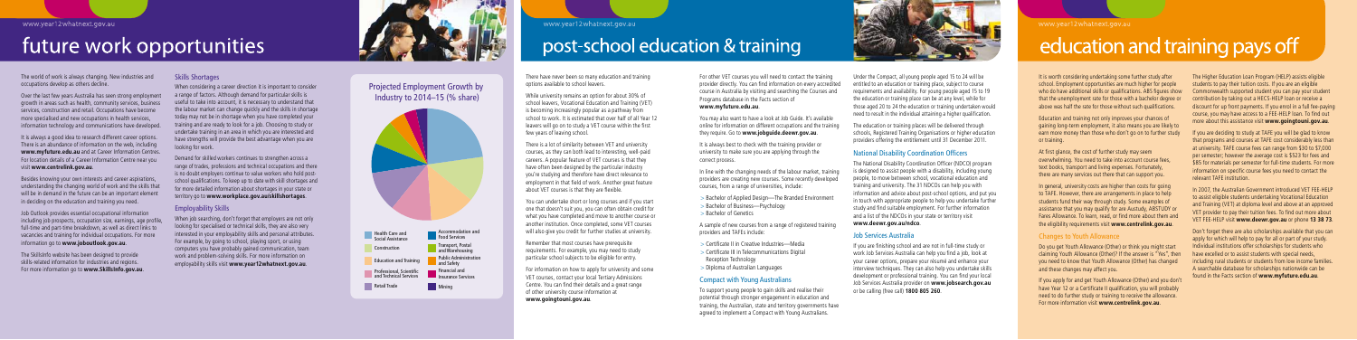# future work opportunities

The world of work is always changing. New industries and occupations develop as others decline.

Over the last few years Australia has seen strong employment growth in areas such as health, community services, business services, construction and retail. Occupations have become more specialised and new occupations in health services, information technology and communications have developed.

It is always a good idea to research different career options. There is an abundance of information on the web, including **www.myfuture.edu.au** and at Career Information Centres. For location details of a Career Information Centre near you visit **www.centrelink.gov.au**.

Besides knowing your own interests and career aspirations, understanding the changing world of work and the skills that will be in demand in the future can be an important element in deciding on the education and training you need.

Job Outlook provides essential occupational information including job prospects, occupation size, earnings, age profile, full-time and part-time breakdown, as well as direct links to vacancies and training for individual occupations. For more information go to **www.joboutlook.gov.au**.

The SkillsInfo website has been designed to provide skills-related information for industries and regions. For more information go to **www.SkillsInfo.gov.au**.

### Skills Shortages

When considering a career direction it is important to consider a range of factors. Although demand for particular skills is useful to take into account, it is necessary to understand that the labour market can change quickly and the skills in shortage today may not be in shortage when you have completed your training and are ready to look for a job. Choosing to study or undertake training in an area in which you are interested and have strengths will provide the best advantage when you are looking for work.

Demand for skilled workers continues to strengthen across a range of trades, professions and technical occupations and there is no doubt employers continue to value workers who hold post-school qualifications. To keep up to date with skill shortages and for more detailed information about shortages in your state or territory go to **www.workplace.gov.au/skillshortages**.

### Employability Skills

When job searching, don't forget that employers are not only looking for specialised or technical skills, they are also very interested in your employability skills and personal attributes. For example, by going to school, playing sport, or using computers you have probably gained communication, team work and problem-solving skills. For more information on employability skills visit **www.year12whatnext.gov.au**.

Projected Employment Growth by Industry to 2014–15 (% share)

Health Care and Social Assistance
Construction
Education and Training
Professional, Scientific and Technical Services
Retail Trade
Accommodation and Food Services
Transport, Postal and Warehousing
Public Administration and Safety
Financial and Insurance Services
Mining

# post-school education & training

There have never been so many education and training options available to school leavers.

While university remains an option for about 30% of school leavers, Vocational Education and Training (VET) is becoming increasingly popular as a pathway from school to work. It is estimated that over half of all Year 12 leavers will go on to study a VET course within the first few years of leaving school.

There is a lot of similarity between VET and university courses, as they can both lead to interesting, well-paid careers. A popular feature of VET courses is that they have often been designed by the particular industry you're studying and therefore have direct relevance to employment in that field of work. Another great feature about VET courses is that they are flexible.

You can undertake short or long courses and if you start one that doesn't suit you, you can often obtain credit for what you have completed and move to another course or another institution. Once completed, some VET courses will also give you credit for further studies at university.

Remember that most courses have prerequisite requirements. For example, you may need to study particular school subjects to be eligible for entry.

For information on how to apply for university and some VET courses, contact your local Tertiary Admissions Centre. You can find their details and a great range of other university course information at **www.goingtouni.gov.au**.

For other VET courses you will need to contact the training provider directly. You can find information on every accredited course in Australia by visiting and searching the Courses and Programs database in the Facts section of **www.myfuture.edu.au**.

You may also want to have a look at Job Guide. It's available online for information on different occupations and the training they require. Go to **www.jobguide.deewr.gov.au**.

It is always best to check with the training provider or university to make sure you are applying through the correct process.

In line with the changing needs of the labour market, training providers are creating new courses. Some recently developed courses, from a range of universities, include:

- > Bachelor of Applied Design—The Branded Environment
- > Bachelor of Business—Psychology
- > Bachelor of Genetics

A sample of new courses from a range of registered training providers and TAFEs include:

- > Certificate II in Creative Industries—Media
- > Certificate III in Telecommunications Digital Reception Technology
- > Diploma of Australian Languages

### Compact with Young Australians

To support young people to gain skills and realise their potential through stronger engagement in education and training, the Australian, state and territory governments have agreed to implement a Compact with Young Australians.

Under the Compact, all young people aged 15 to 24 will be entitled to an education or training place, subject to course requirements and availability. For young people aged 15 to 19 the education or training place can be at any level, while for those aged 20 to 24 the education or training undertaken would need to result in the individual attaining a higher qualification.

The education or training places will be delivered through schools, Registered Training Organisations or higher education providers offering the entitlement until 31 December 2011.

### National Disability Coordination Officers

The National Disability Coordination Officer (NDCO) program is designed to assist people with a disability, including young people, to move between school, vocational education and training and university. The 31 NDCOs can help you with information and advice about post-school options, and put you in touch with appropriate people to help you undertake further study and find suitable employment. For further information and a list of the NDCOs in your state or territory visit **www.deewr.gov.au/ndco**.

### Job Services Australia

If you are finishing school and are not in full-time study or work Job Services Australia can help you find a job, look at your career options, prepare your résumé and enhance your interview techniques. They can also help you undertake skills development or professional training. You can find your local Job Services Australia provider on **www.jobsearch.gov.au** or be calling (free call) **1800 805 260**.

# education and training pays off

It is worth considering undertaking some further study after school. Employment opportunities are much higher for people who do have additional skills or qualifications. ABS figures show that the unemployment rate for those with a bachelor degree or above was half the rate for those without such qualifications.

Education and training not only improves your chances of gaining long-term employment, it also means you are likely to earn more money than those who don't go on to further study or training.

At first glance, the cost of further study may seem overwhelming. You need to take into account course fees, text books, transport and living expenses. Fortunately, there are many services out there that can support you.

In general, university costs are higher than costs for going to TAFE. However, there are arrangements in place to help students fund their way through study. Some examples of assistance that you may qualify for are Austudy, ABSTUDY or Fares Allowance. To learn, read, or find more about them and the eligibility requirements visit **www.centrelink.gov.au**.

### Changes to Youth Allowance

Do you get Youth Allowance (Other) or think you might start claiming Youth Allowance (Other)? If the answer is "Yes", then you need to know that Youth Allowance (Other) has changed and these changes may affect you.

If you apply for and get Youth Allowance (Other) and you don't have Year 12 or a Certificate II qualification, you will probably need to do further study or training to receive the allowance. For more information visit **www.centrelink.gov.au**.

The Higher Education Loan Program (HELP) assists eligible students to pay their tuition costs. If you are an eligible Commonwealth supported student you can pay your student contribution by taking out a HECS-HELP loan or receive a discount for up front payments. If you enrol in a full fee-paying course, you may have access to a FEE-HELP loan. To find out more about this assistance visit **www.goingtouni.gov.au**.

If you are deciding to study at TAFE you will be glad to know that programs and courses at TAFE cost considerably less than at university. TAFE course fees can range from $30 to $7,000 per semester; however the average cost is $523 for fees and $85 for materials per semester for full-time students. For more information on specific course fees you need to contact the relevant TAFE institution.

In 2007, the Australian Government introduced VET FEE-HELP to assist eligible students undertaking Vocational Education and Training (VET) at diploma level and above at an approved VET provider to pay their tuition fees. To find out more about VET FEE-HELP visit **www.deewr.gov.au** or phone **13 38 73**.

Don't forget there are also scholarships available that you can apply for which will help to pay for all or part of your study. Individual institutions offer scholarships for students who have excelled or to assist students with special needs, including rural students or students from low income families. A searchable database for scholarships nationwide can be found in the Facts section of **www.myfuture.edu.au**.